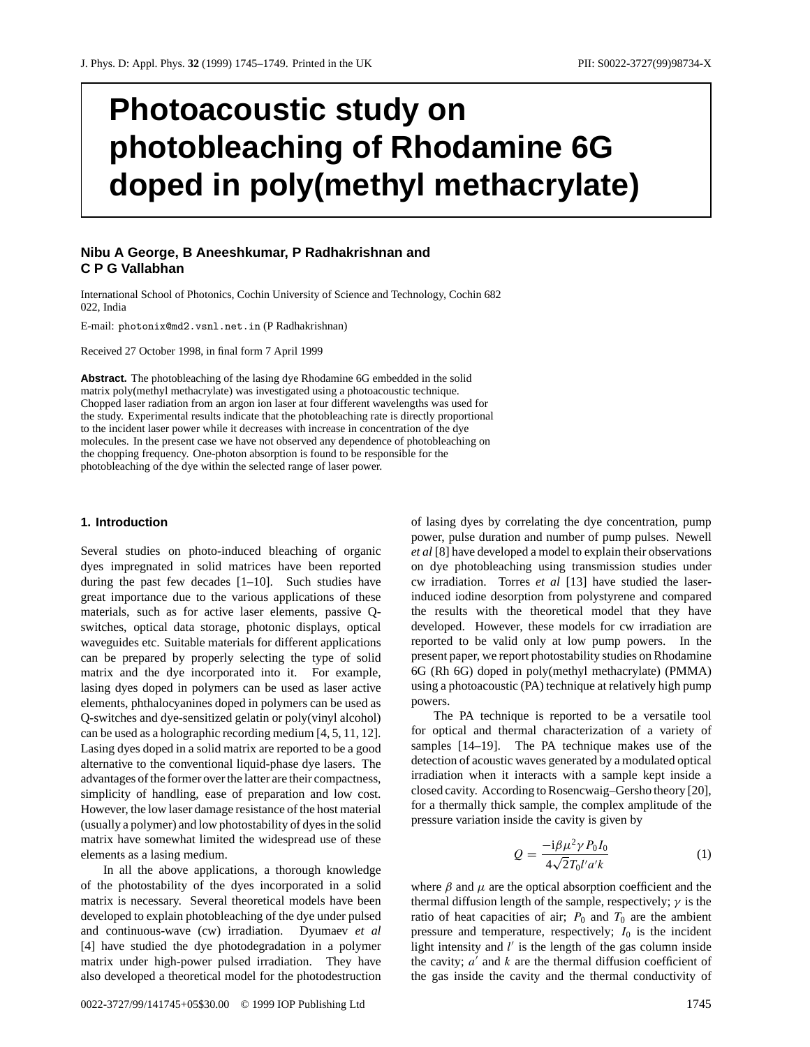# Photoacoustic study on photobleaching of Rhodamine 6G doped in poly(methyl methacrylate)

**Nibu A George, B Aneeshkumar, P Radhakrishnan and C P G Vallabhan**

International School of Photonics, Cochin University of Science and Technology, Cochin 682 022, India

E-mail: photonix@md2.vsnl.net.in (P Radhakrishnan)

Received 27 October 1998, in final form 7 April 1999

**Abstract.** The photobleaching of the lasing dye Rhodamine 6G embedded in the solid matrix poly(methyl methacrylate) was investigated using a photoacoustic technique. Chopped laser radiation from an argon ion laser at four different wavelengths was used for the study. Experimental results indicate that the photobleaching rate is directly proportional to the incident laser power while it decreases with increase in concentration of the dye molecules. In the present case we have not observed any dependence of photobleaching on the chopping frequency. One-photon absorption is found to be responsible for the photobleaching of the dye within the selected range of laser power.

## 1. Introduction

Several studies on photo-induced bleaching of organic dyes impregnated in solid matrices have been reported during the past few decades [1–10]. Such studies have great importance due to the various applications of these materials, such as for active laser elements, passive Q-switches, optical data storage, photonic displays, optical waveguides etc. Suitable materials for different applications can be prepared by properly selecting the type of solid matrix and the dye incorporated into it. For example, lasing dyes doped in polymers can be used as laser active elements, phthalocyanines doped in polymers can be used as Q-switches and dye-sensitized gelatin or poly(vinyl alcohol) can be used as a holographic recording medium [4, 5, 11, 12]. Lasing dyes doped in a solid matrix are reported to be a good alternative to the conventional liquid-phase dye lasers. The advantages of the former over the latter are their compactness, simplicity of handling, ease of preparation and low cost. However, the low laser damage resistance of the host material (usually a polymer) and low photostability of dyes in the solid matrix have somewhat limited the widespread use of these elements as a lasing medium.

In all the above applications, a thorough knowledge of the photostability of the dyes incorporated in a solid matrix is necessary. Several theoretical models have been developed to explain photobleaching of the dye under pulsed and continuous-wave (cw) irradiation. Dyumaev *et al* [4] have studied the dye photodegradation in a polymer matrix under high-power pulsed irradiation. They have also developed a theoretical model for the photodestruction of lasing dyes by correlating the dye concentration, pump power, pulse duration and number of pump pulses. Newell *et al* [8] have developed a model to explain their observations on dye photobleaching using transmission studies under cw irradiation. Torres *et al* [13] have studied the laser-induced iodine desorption from polystyrene and compared the results with the theoretical model that they have developed. However, these models for cw irradiation are reported to be valid only at low pump powers. In the present paper, we report photostability studies on Rhodamine 6G (Rh 6G) doped in poly(methyl methacrylate) (PMMA) using a photoacoustic (PA) technique at relatively high pump powers.

The PA technique is reported to be a versatile tool for optical and thermal characterization of a variety of samples [14–19]. The PA technique makes use of the detection of acoustic waves generated by a modulated optical irradiation when it interacts with a sample kept inside a closed cavity. According to Rosencwaig–Gersho theory [20], for a thermally thick sample, the complex amplitude of the pressure variation inside the cavity is given by

$$Q = \frac{-\mathrm{i}\beta\mu^2\gamma P_0 I_0}{4\sqrt{2}T_0 l' a' k} \tag{1}$$

where $\beta$ and $\mu$ are the optical absorption coefficient and the thermal diffusion length of the sample, respectively; $\gamma$ is the ratio of heat capacities of air; $P_0$ and $T_0$ are the ambient pressure and temperature, respectively; $I_0$ is the incident light intensity and $l'$ is the length of the gas column inside the cavity; $a'$ and $k$ are the thermal diffusion coefficient of the gas inside the cavity and the thermal conductivity of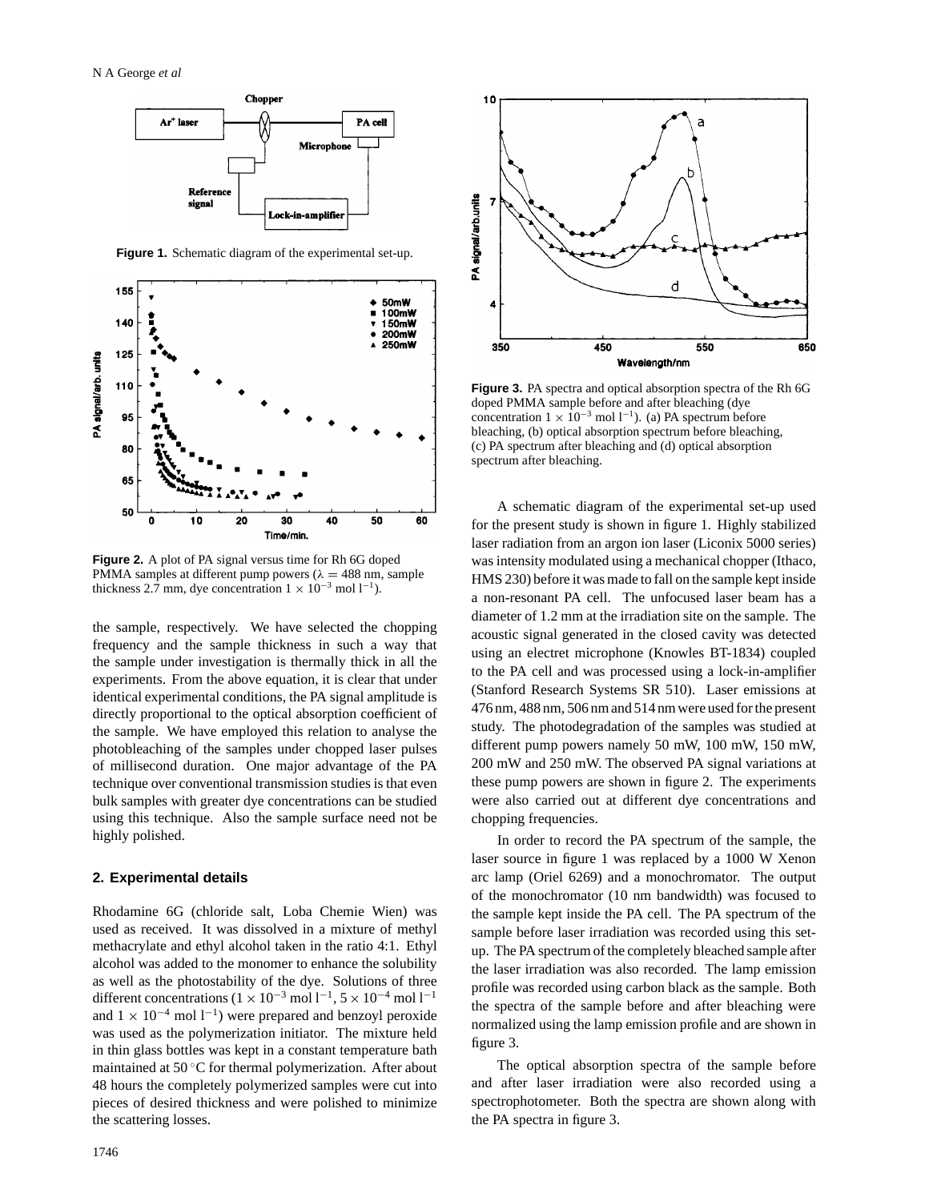**Figure 1.** Schematic diagram of the experimental set-up.

**Figure 2.** A plot of PA signal versus time for Rh 6G doped PMMA samples at different pump powers ($\lambda = 488$ nm, sample thickness 2.7 mm, dye concentration $1 \times 10^{-3}$ mol $l^{-1}$).

the sample, respectively. We have selected the chopping frequency and the sample thickness in such a way that the sample under investigation is thermally thick in all the experiments. From the above equation, it is clear that under identical experimental conditions, the PA signal amplitude is directly proportional to the optical absorption coefficient of the sample. We have employed this relation to analyse the photobleaching of the samples under chopped laser pulses of millisecond duration. One major advantage of the PA technique over conventional transmission studies is that even bulk samples with greater dye concentrations can be studied using this technique. Also the sample surface need not be highly polished.

## 2. Experimental details

Rhodamine 6G (chloride salt, Loba Chemie Wien) was used as received. It was dissolved in a mixture of methyl methacrylate and ethyl alcohol taken in the ratio 4:1. Ethyl alcohol was added to the monomer to enhance the solubility as well as the photostability of the dye. Solutions of three different concentrations ($1 \times 10^{-3}$ mol $l^{-1}$, $5 \times 10^{-4}$ mol $l^{-1}$ and $1 \times 10^{-4}$ mol $l^{-1}$) were prepared and benzoyl peroxide was used as the polymerization initiator. The mixture held in thin glass bottles was kept in a constant temperature bath maintained at 50 °C for thermal polymerization. After about 48 hours the completely polymerized samples were cut into pieces of desired thickness and were polished to minimize the scattering losses.

**Figure 3.** PA spectra and optical absorption spectra of the Rh 6G doped PMMA sample before and after bleaching (dye concentration $1 \times 10^{-3}$ mol $l^{-1}$). (a) PA spectrum before bleaching, (b) optical absorption spectrum before bleaching, (c) PA spectrum after bleaching and (d) optical absorption spectrum after bleaching.

A schematic diagram of the experimental set-up used for the present study is shown in figure 1. Highly stabilized laser radiation from an argon ion laser (Liconix 5000 series) was intensity modulated using a mechanical chopper (Ithaco, HMS 230) before it was made to fall on the sample kept inside a non-resonant PA cell. The unfocused laser beam has a diameter of 1.2 mm at the irradiation site on the sample. The acoustic signal generated in the closed cavity was detected using an electret microphone (Knowles BT-1834) coupled to the PA cell and was processed using a lock-in-amplifier (Stanford Research Systems SR 510). Laser emissions at 476 nm, 488 nm, 506 nm and 514 nm were used for the present study. The photodegradation of the samples was studied at different pump powers namely 50 mW, 100 mW, 150 mW, 200 mW and 250 mW. The observed PA signal variations at these pump powers are shown in figure 2. The experiments were also carried out at different dye concentrations and chopping frequencies.

In order to record the PA spectrum of the sample, the laser source in figure 1 was replaced by a 1000 W Xenon arc lamp (Oriel 6269) and a monochromator. The output of the monochromator (10 nm bandwidth) was focused to the sample kept inside the PA cell. The PA spectrum of the sample before laser irradiation was recorded using this set-up. The PA spectrum of the completely bleached sample after the laser irradiation was also recorded. The lamp emission profile was recorded using carbon black as the sample. Both the spectra of the sample before and after bleaching were normalized using the lamp emission profile and are shown in figure 3.

The optical absorption spectra of the sample before and after laser irradiation were also recorded using a spectrophotometer. Both the spectra are shown along with the PA spectra in figure 3.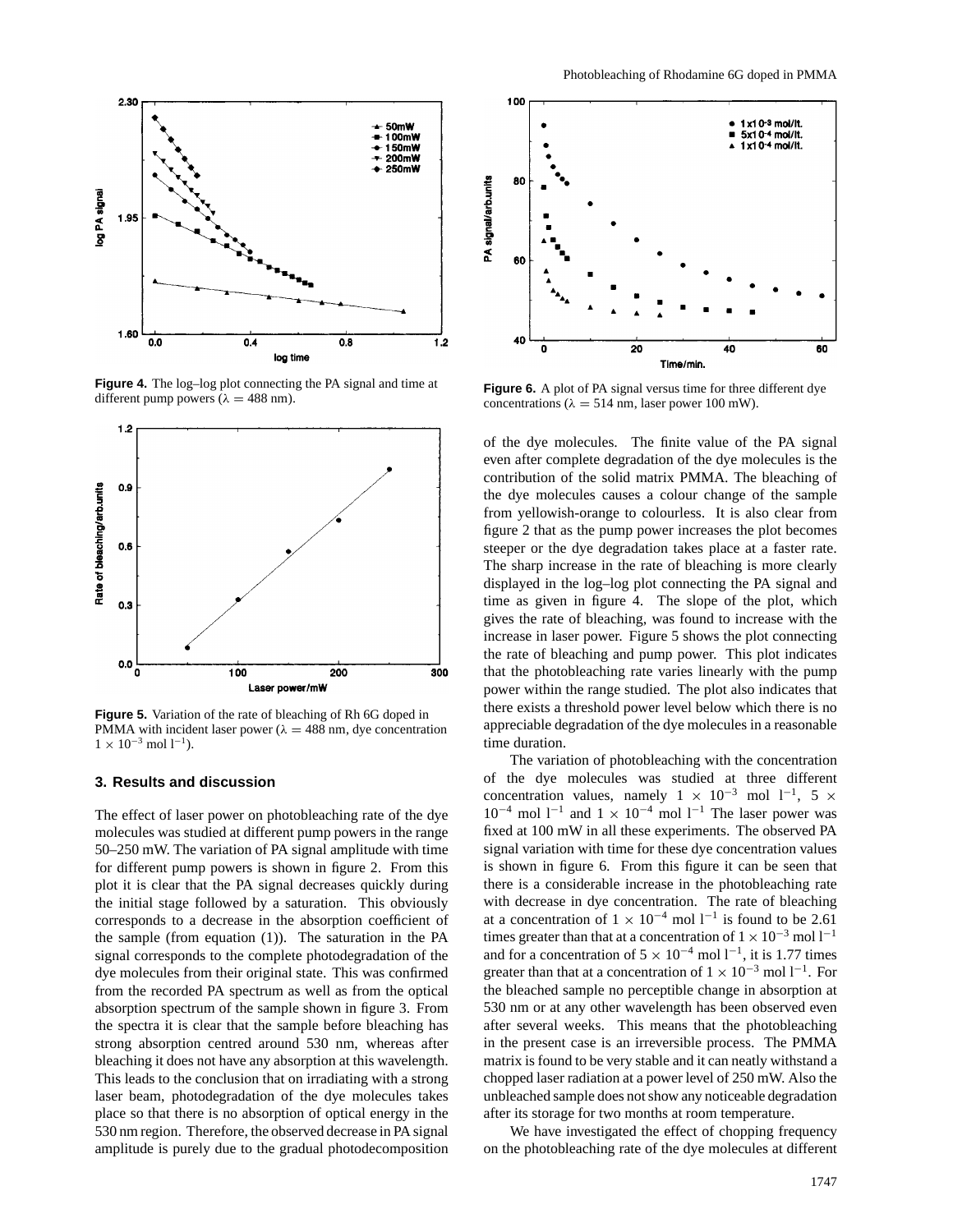**Figure 4.** The log–log plot connecting the PA signal and time at different pump powers ($\lambda = 488$ nm).

**Figure 5.** Variation of the rate of bleaching of Rh 6G doped in PMMA with incident laser power ($\lambda = 488$ nm, dye concentration $1 \times 10^{-3}$ mol l$^{-1}$).

**Figure 6.** A plot of PA signal versus time for three different dye concentrations ($\lambda = 514$ nm, laser power 100 mW).

## 3. Results and discussion

The effect of laser power on photobleaching rate of the dye molecules was studied at different pump powers in the range 50–250 mW. The variation of PA signal amplitude with time for different pump powers is shown in figure 2. From this plot it is clear that the PA signal decreases quickly during the initial stage followed by a saturation. This obviously corresponds to a decrease in the absorption coefficient of the sample (from equation (1)). The saturation in the PA signal corresponds to the complete photodegradation of the dye molecules from their original state. This was confirmed from the recorded PA spectrum as well as from the optical absorption spectrum of the sample shown in figure 3. From the spectra it is clear that the sample before bleaching has strong absorption centred around 530 nm, whereas after bleaching it does not have any absorption at this wavelength. This leads to the conclusion that on irradiating with a strong laser beam, photodegradation of the dye molecules takes place so that there is no absorption of optical energy in the 530 nm region. Therefore, the observed decrease in PA signal amplitude is purely due to the gradual photodecomposition of the dye molecules. The finite value of the PA signal even after complete degradation of the dye molecules is the contribution of the solid matrix PMMA. The bleaching of the dye molecules causes a colour change of the sample from yellowish-orange to colourless. It is also clear from figure 2 that as the pump power increases the plot becomes steeper or the dye degradation takes place at a faster rate. The sharp increase in the rate of bleaching is more clearly displayed in the log–log plot connecting the PA signal and time as given in figure 4. The slope of the plot, which gives the rate of bleaching, was found to increase with the increase in laser power. Figure 5 shows the plot connecting the rate of bleaching and pump power. This plot indicates that the photobleaching rate varies linearly with the pump power within the range studied. The plot also indicates that there exists a threshold power level below which there is no appreciable degradation of the dye molecules in a reasonable time duration.

The variation of photobleaching with the concentration of the dye molecules was studied at three different concentration values, namely $1 \times 10^{-3}$ mol l$^{-1}$, $5 \times 10^{-4}$ mol l$^{-1}$ and $1 \times 10^{-4}$ mol l$^{-1}$ The laser power was fixed at 100 mW in all these experiments. The observed PA signal variation with time for these dye concentration values is shown in figure 6. From this figure it can be seen that there is a considerable increase in the photobleaching rate with decrease in dye concentration. The rate of bleaching at a concentration of $1 \times 10^{-4}$ mol l$^{-1}$ is found to be 2.61 times greater than that at a concentration of $1 \times 10^{-3}$ mol l$^{-1}$ and for a concentration of $5 \times 10^{-4}$ mol l$^{-1}$, it is 1.77 times greater than that at a concentration of $1 \times 10^{-3}$ mol l$^{-1}$. For the bleached sample no perceptible change in absorption at 530 nm or at any other wavelength has been observed even after several weeks. This means that the photobleaching in the present case is an irreversible process. The PMMA matrix is found to be very stable and it can neatly withstand a chopped laser radiation at a power level of 250 mW. Also the unbleached sample does not show any noticeable degradation after its storage for two months at room temperature.

We have investigated the effect of chopping frequency on the photobleaching rate of the dye molecules at different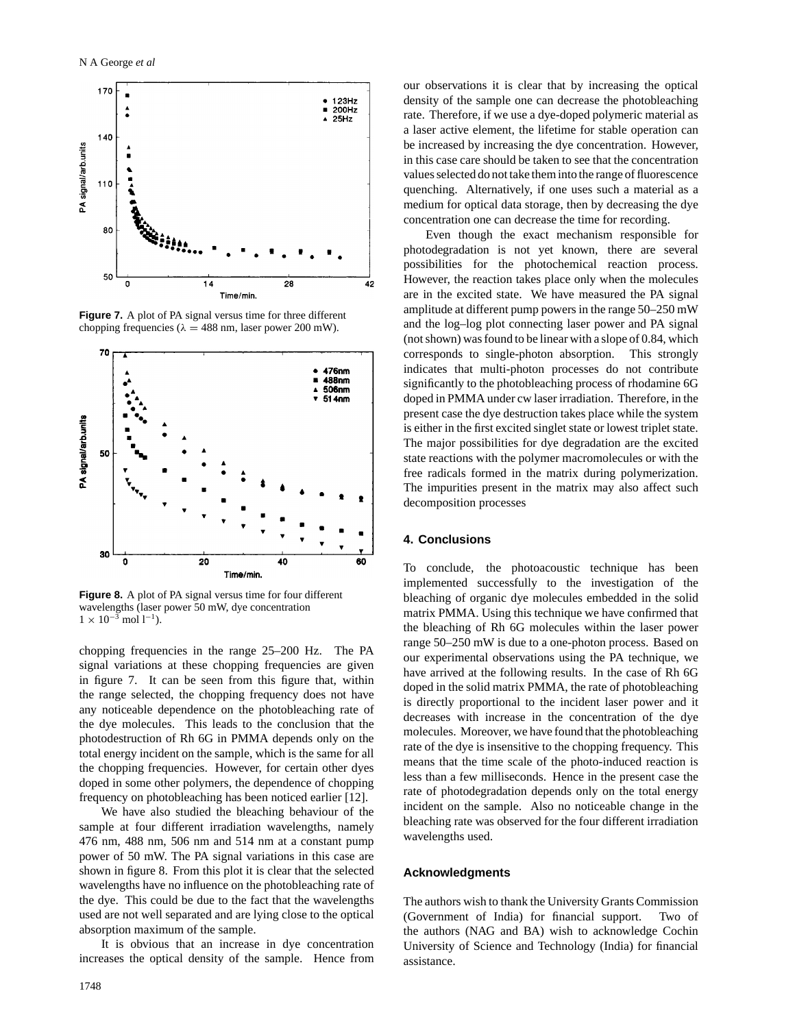**Figure 7.** A plot of PA signal versus time for three different chopping frequencies ($\lambda = 488$ nm, laser power 200 mW).

**Figure 8.** A plot of PA signal versus time for four different wavelengths (laser power 50 mW, dye concentration $1 \times 10^{-3}$ mol $l^{-1}$).

chopping frequencies in the range 25–200 Hz. The PA signal variations at these chopping frequencies are given in figure 7. It can be seen from this figure that, within the range selected, the chopping frequency does not have any noticeable dependence on the photobleaching rate of the dye molecules. This leads to the conclusion that the photodestruction of Rh 6G in PMMA depends only on the total energy incident on the sample, which is the same for all the chopping frequencies. However, for certain other dyes doped in some other polymers, the dependence of chopping frequency on photobleaching has been noticed earlier [12].

We have also studied the bleaching behaviour of the sample at four different irradiation wavelengths, namely 476 nm, 488 nm, 506 nm and 514 nm at a constant pump power of 50 mW. The PA signal variations in this case are shown in figure 8. From this plot it is clear that the selected wavelengths have no influence on the photobleaching rate of the dye. This could be due to the fact that the wavelengths used are not well separated and are lying close to the optical absorption maximum of the sample.

It is obvious that an increase in dye concentration increases the optical density of the sample. Hence from our observations it is clear that by increasing the optical density of the sample one can decrease the photobleaching rate. Therefore, if we use a dye-doped polymeric material as a laser active element, the lifetime for stable operation can be increased by increasing the dye concentration. However, in this case care should be taken to see that the concentration values selected do not take them into the range of fluorescence quenching. Alternatively, if one uses such a material as a medium for optical data storage, then by decreasing the dye concentration one can decrease the time for recording.

Even though the exact mechanism responsible for photodegradation is not yet known, there are several possibilities for the photochemical reaction process. However, the reaction takes place only when the molecules are in the excited state. We have measured the PA signal amplitude at different pump powers in the range 50–250 mW and the log–log plot connecting laser power and PA signal (not shown) was found to be linear with a slope of 0.84, which corresponds to single-photon absorption. This strongly indicates that multi-photon processes do not contribute significantly to the photobleaching process of rhodamine 6G doped in PMMA under cw laser irradiation. Therefore, in the present case the dye destruction takes place while the system is either in the first excited singlet state or lowest triplet state. The major possibilities for dye degradation are the excited state reactions with the polymer macromolecules or with the free radicals formed in the matrix during polymerization. The impurities present in the matrix may also affect such decomposition processes

## 4. Conclusions

To conclude, the photoacoustic technique has been implemented successfully to the investigation of the bleaching of organic dye molecules embedded in the solid matrix PMMA. Using this technique we have confirmed that the bleaching of Rh 6G molecules within the laser power range 50–250 mW is due to a one-photon process. Based on our experimental observations using the PA technique, we have arrived at the following results. In the case of Rh 6G doped in the solid matrix PMMA, the rate of photobleaching is directly proportional to the incident laser power and it decreases with increase in the concentration of the dye molecules. Moreover, we have found that the photobleaching rate of the dye is insensitive to the chopping frequency. This means that the time scale of the photo-induced reaction is less than a few milliseconds. Hence in the present case the rate of photodegradation depends only on the total energy incident on the sample. Also no noticeable change in the bleaching rate was observed for the four different irradiation wavelengths used.

## Acknowledgments

The authors wish to thank the University Grants Commission (Government of India) for financial support. Two of the authors (NAG and BA) wish to acknowledge Cochin University of Science and Technology (India) for financial assistance.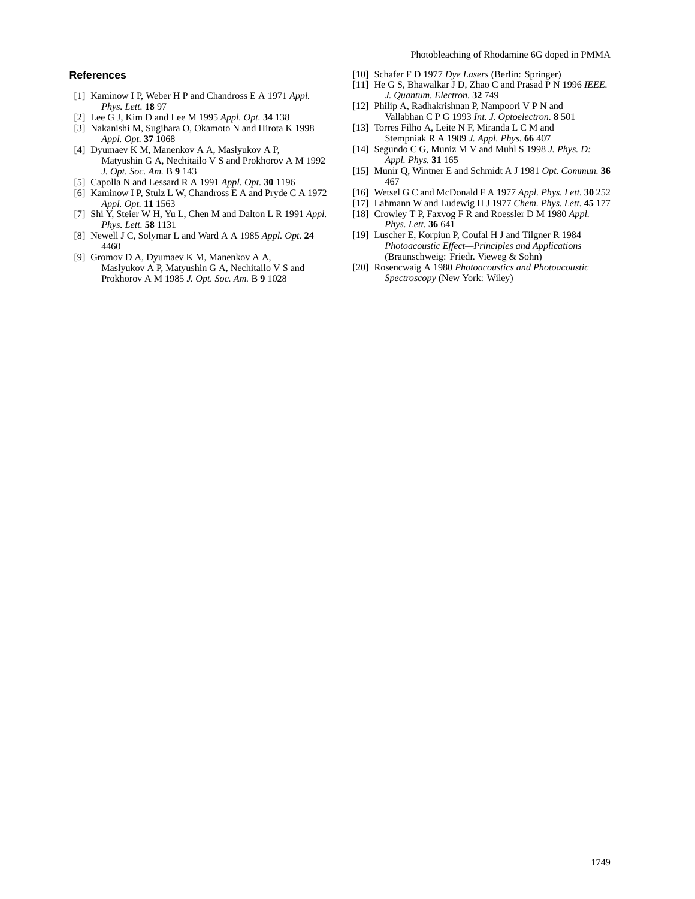## References

[1] Kaminow I P, Weber H P and Chandross E A 1971 *Appl. Phys. Lett.* **18** 97

[2] Lee G J, Kim D and Lee M 1995 *Appl. Opt.* **34** 138

[3] Nakanishi M, Sugihara O, Okamoto N and Hirota K 1998 *Appl. Opt.* **37** 1068

[4] Dyumaev K M, Manenkov A A, Maslyukov A P, Matyushin G A, Nechitailo V S and Prokhorov A M 1992 *J. Opt. Soc. Am.* B **9** 143

[5] Capolla N and Lessard R A 1991 *Appl. Opt.* **30** 1196

[6] Kaminow I P, Stulz L W, Chandross E A and Pryde C A 1972 *Appl. Opt.* **11** 1563

[7] Shi Y, Steier W H, Yu L, Chen M and Dalton L R 1991 *Appl. Phys. Lett.* **58** 1131

[8] Newell J C, Solymar L and Ward A A 1985 *Appl. Opt.* **24** 4460

[9] Gromov D A, Dyumaev K M, Manenkov A A, Maslyukov A P, Matyushin G A, Nechitailo V S and Prokhorov A M 1985 *J. Opt. Soc. Am.* B **9** 1028

[10] Schafer F D 1977 *Dye Lasers* (Berlin: Springer)

[11] He G S, Bhawalkar J D, Zhao C and Prasad P N 1996 *IEEE. J. Quantum. Electron.* **32** 749

[12] Philip A, Radhakrishnan P, Nampoori V P N and Vallabhan C P G 1993 *Int. J. Optoelectron.* **8** 501

[13] Torres Filho A, Leite N F, Miranda L C M and Stempniak R A 1989 *J. Appl. Phys.* **66** 407

[14] Segundo C G, Muniz M V and Muhl S 1998 *J. Phys. D: Appl. Phys.* **31** 165

[15] Munir Q, Wintner E and Schmidt A J 1981 *Opt. Commun.* **36** 467

[16] Wetsel G C and McDonald F A 1977 *Appl. Phys. Lett.* **30** 252

[17] Lahmann W and Ludewig H J 1977 *Chem. Phys. Lett.* **45** 177

[18] Crowley T P, Faxvog F R and Roessler D M 1980 *Appl. Phys. Lett.* **36** 641

[19] Luscher E, Korpiun P, Coufal H J and Tilgner R 1984 *Photoacoustic Effect—Principles and Applications* (Braunschweig: Friedr. Vieweg & Sohn)

[20] Rosencwaig A 1980 *Photoacoustics and Photoacoustic Spectroscopy* (New York: Wiley)